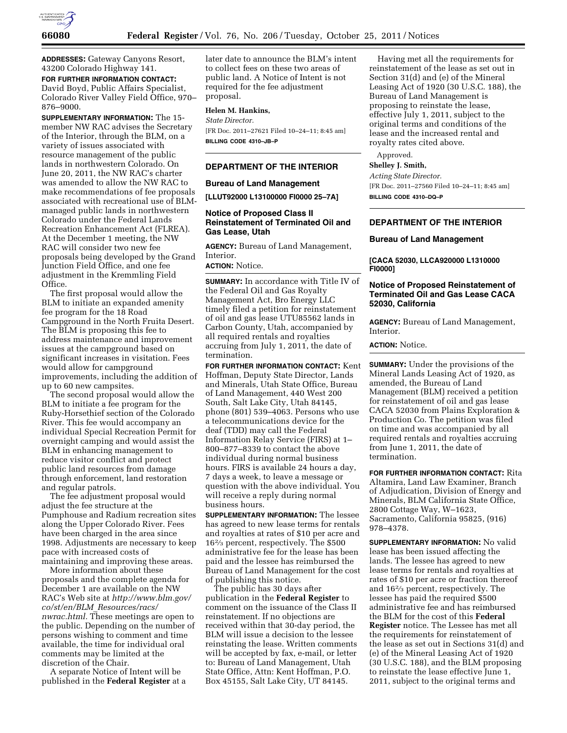**ADDRESSES:** Gateway Canyons Resort, 43200 Colorado Highway 141.

**FOR FURTHER INFORMATION CONTACT:** David Boyd, Public Affairs Specialist, Colorado River Valley Field Office, 970–876–9000.

**SUPPLEMENTARY INFORMATION:** The 15-member NW RAC advises the Secretary of the Interior, through the BLM, on a variety of issues associated with resource management of the public lands in northwestern Colorado. On June 20, 2011, the NW RAC's charter was amended to allow the NW RAC to make recommendations of fee proposals associated with recreational use of BLM-managed public lands in northwestern Colorado under the Federal Lands Recreation Enhancement Act (FLREA). At the December 1 meeting, the NW RAC will consider two new fee proposals being developed by the Grand Junction Field Office, and one fee adjustment in the Kremmling Field Office.

The first proposal would allow the BLM to initiate an expanded amenity fee program for the 18 Road Campground in the North Fruita Desert. The BLM is proposing this fee to address maintenance and improvement issues at the campground based on significant increases in visitation. Fees would allow for campground improvements, including the addition of up to 60 new campsites.

The second proposal would allow the BLM to initiate a fee program for the Ruby-Horsethief section of the Colorado River. This fee would accompany an individual Special Recreation Permit for overnight camping and would assist the BLM in enhancing management to reduce visitor conflict and protect public land resources from damage through enforcement, land restoration and regular patrols.

The fee adjustment proposal would adjust the fee structure at the Pumphouse and Radium recreation sites along the Upper Colorado River. Fees have been charged in the area since 1998. Adjustments are necessary to keep pace with increased costs of maintaining and improving these areas.

More information about these proposals and the complete agenda for December 1 are available on the NW RAC's Web site at *http://www.blm.gov/co/st/en/BLM_Resources/racs/nwrac.html.* These meetings are open to the public. Depending on the number of persons wishing to comment and time available, the time for individual oral comments may be limited at the discretion of the Chair.

A separate Notice of Intent will be published in the **Federal Register** at a later date to announce the BLM's intent to collect fees on these two areas of public land. A Notice of Intent is not required for the fee adjustment proposal.

**Helen M. Hankins,**

*State Director.*

[FR Doc. 2011–27621 Filed 10–24–11; 8:45 am]

**BILLING CODE 4310–JB–P**

---

## DEPARTMENT OF THE INTERIOR

### Bureau of Land Management

**[LLUT92000 L13100000 FI0000 25–7A]**

### Notice of Proposed Class II Reinstatement of Terminated Oil and Gas Lease, Utah

**AGENCY:** Bureau of Land Management, Interior.

**ACTION:** Notice.

**SUMMARY:** In accordance with Title IV of the Federal Oil and Gas Royalty Management Act, Bro Energy LLC timely filed a petition for reinstatement of oil and gas lease UTU85562 lands in Carbon County, Utah, accompanied by all required rentals and royalties accruing from July 1, 2011, the date of termination.

**FOR FURTHER INFORMATION CONTACT:** Kent Hoffman, Deputy State Director, Lands and Minerals, Utah State Office, Bureau of Land Management, 440 West 200 South, Salt Lake City, Utah 84145, phone (801) 539–4063. Persons who use a telecommunications device for the deaf (TDD) may call the Federal Information Relay Service (FIRS) at 1–800–877–8339 to contact the above individual during normal business hours. FIRS is available 24 hours a day, 7 days a week, to leave a message or question with the above individual. You will receive a reply during normal business hours.

**SUPPLEMENTARY INFORMATION:** The lessee has agreed to new lease terms for rentals and royalties at rates of $10 per acre and 16⅔ percent, respectively. The $500 administrative fee for the lease has been paid and the lessee has reimbursed the Bureau of Land Management for the cost of publishing this notice.

The public has 30 days after publication in the **Federal Register** to comment on the issuance of the Class II reinstatement. If no objections are received within that 30-day period, the BLM will issue a decision to the lessee reinstating the lease. Written comments will be accepted by fax, e-mail, or letter to: Bureau of Land Management, Utah State Office, Attn: Kent Hoffman, P.O. Box 45155, Salt Lake City, UT 84145.

Having met all the requirements for reinstatement of the lease as set out in Section 31(d) and (e) of the Mineral Leasing Act of 1920 (30 U.S.C. 188), the Bureau of Land Management is proposing to reinstate the lease, effective July 1, 2011, subject to the original terms and conditions of the lease and the increased rental and royalty rates cited above.

Approved.

**Shelley J. Smith,**

*Acting State Director.*

[FR Doc. 2011–27560 Filed 10–24–11; 8:45 am]

**BILLING CODE 4310–DQ–P**

---

## DEPARTMENT OF THE INTERIOR

### Bureau of Land Management

**[CACA 52030, LLCA920000 L1310000 FI0000]**

### Notice of Proposed Reinstatement of Terminated Oil and Gas Lease CACA 52030, California

**AGENCY:** Bureau of Land Management, Interior.

**ACTION:** Notice.

**SUMMARY:** Under the provisions of the Mineral Lands Leasing Act of 1920, as amended, the Bureau of Land Management (BLM) received a petition for reinstatement of oil and gas lease CACA 52030 from Plains Exploration & Production Co. The petition was filed on time and was accompanied by all required rentals and royalties accruing from June 1, 2011, the date of termination.

**FOR FURTHER INFORMATION CONTACT:** Rita Altamira, Land Law Examiner, Branch of Adjudication, Division of Energy and Minerals, BLM California State Office, 2800 Cottage Way, W–1623, Sacramento, California 95825, (916) 978–4378.

**SUPPLEMENTARY INFORMATION:** No valid lease has been issued affecting the lands. The lessee has agreed to new lease terms for rentals and royalties at rates of $10 per acre or fraction thereof and 16⅔ percent, respectively. The lessee has paid the required $500 administrative fee and has reimbursed the BLM for the cost of this **Federal Register** notice. The Lessee has met all the requirements for reinstatement of the lease as set out in Sections 31(d) and (e) of the Mineral Leasing Act of 1920 (30 U.S.C. 188), and the BLM proposing to reinstate the lease effective June 1, 2011, subject to the original terms and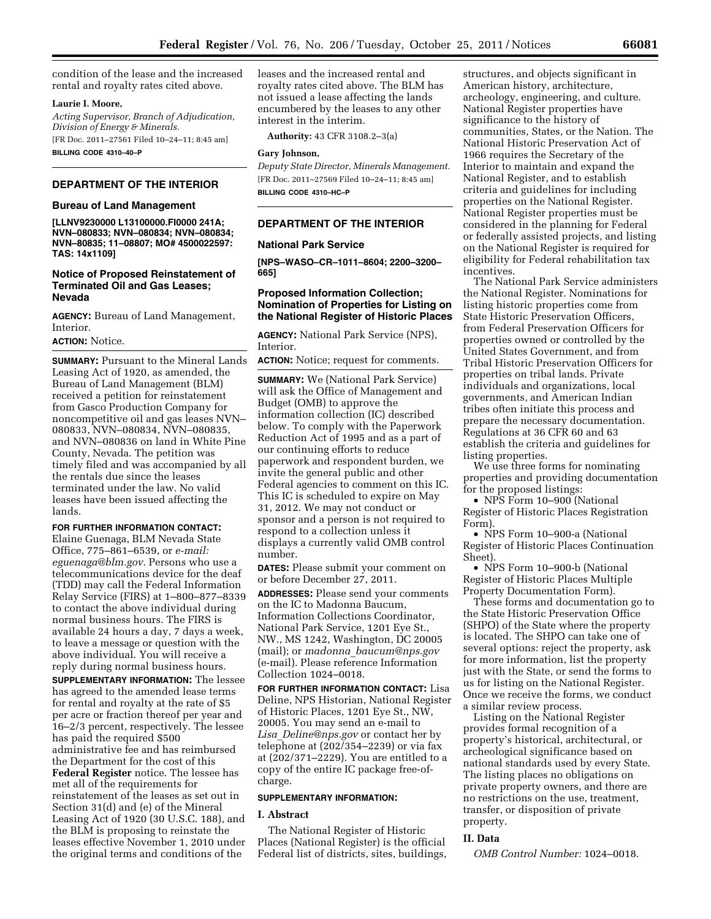condition of the lease and the increased rental and royalty rates cited above.

**Laurie I. Moore,**

*Acting Supervisor, Branch of Adjudication, Division of Energy & Minerals.*

[FR Doc. 2011–27561 Filed 10–24–11; 8:45 am]

**BILLING CODE 4310–40–P**

## DEPARTMENT OF THE INTERIOR

### Bureau of Land Management

**[LLNV9230000 L13100000.FI0000 241A; NVN–080833; NVN–080834; NVN–080834; NVN–80835; 11–08807; MO# 4500022597: TAS: 14x1109]**

### Notice of Proposed Reinstatement of Terminated Oil and Gas Leases; Nevada

**AGENCY:** Bureau of Land Management, Interior.

**ACTION:** Notice.

**SUMMARY:** Pursuant to the Mineral Lands Leasing Act of 1920, as amended, the Bureau of Land Management (BLM) received a petition for reinstatement from Gasco Production Company for noncompetitive oil and gas leases NVN–080833, NVN–080834, NVN–080835, and NVN–080836 on land in White Pine County, Nevada. The petition was timely filed and was accompanied by all the rentals due since the leases terminated under the law. No valid leases have been issued affecting the lands.

**FOR FURTHER INFORMATION CONTACT:** Elaine Guenaga, BLM Nevada State Office, 775–861–6539, or *e-mail: eguenaga@blm.gov*. Persons who use a telecommunications device for the deaf (TDD) may call the Federal Information Relay Service (FIRS) at 1–800–877–8339 to contact the above individual during normal business hours. The FIRS is available 24 hours a day, 7 days a week, to leave a message or question with the above individual. You will receive a reply during normal business hours.

**SUPPLEMENTARY INFORMATION:** The lessee has agreed to the amended lease terms for rental and royalty at the rate of $5 per acre or fraction thereof per year and 16–2/3 percent, respectively. The lessee has paid the required $500 administrative fee and has reimbursed the Department for the cost of this **Federal Register** notice. The lessee has met all of the requirements for reinstatement of the leases as set out in Section 31(d) and (e) of the Mineral Leasing Act of 1920 (30 U.S.C. 188), and the BLM is proposing to reinstate the leases effective November 1, 2010 under the original terms and conditions of the leases and the increased rental and royalty rates cited above. The BLM has not issued a lease affecting the lands encumbered by the leases to any other interest in the interim.

**Authority:** 43 CFR 3108.2–3(a)

**Gary Johnson,**

*Deputy State Director, Minerals Management.*

[FR Doc. 2011–27569 Filed 10–24–11; 8:45 am]

**BILLING CODE 4310–HC–P**

## DEPARTMENT OF THE INTERIOR

### National Park Service

**[NPS–WASO–CR–1011–8604; 2200–3200–665]**

### Proposed Information Collection; Nomination of Properties for Listing on the National Register of Historic Places

**AGENCY:** National Park Service (NPS), Interior.

**ACTION:** Notice; request for comments.

**SUMMARY:** We (National Park Service) will ask the Office of Management and Budget (OMB) to approve the information collection (IC) described below. To comply with the Paperwork Reduction Act of 1995 and as a part of our continuing efforts to reduce paperwork and respondent burden, we invite the general public and other Federal agencies to comment on this IC. This IC is scheduled to expire on May 31, 2012. We may not conduct or sponsor and a person is not required to respond to a collection unless it displays a currently valid OMB control number.

**DATES:** Please submit your comment on or before December 27, 2011.

**ADDRESSES:** Please send your comments on the IC to Madonna Baucum, Information Collections Coordinator, National Park Service, 1201 Eye St., NW., MS 1242, Washington, DC 20005 (mail); or *madonna_baucum@nps.gov* (e-mail). Please reference Information Collection 1024–0018.

**FOR FURTHER INFORMATION CONTACT:** Lisa Deline, NPS Historian, National Register of Historic Places, 1201 Eye St., NW, 20005. You may send an e-mail to *Lisa_Deline@nps.gov* or contact her by telephone at (202/354–2239) or via fax at (202/371–2229). You are entitled to a copy of the entire IC package free-of-charge.

**SUPPLEMENTARY INFORMATION:**

**I. Abstract**

The National Register of Historic Places (National Register) is the official Federal list of districts, sites, buildings, structures, and objects significant in American history, architecture, archeology, engineering, and culture. National Register properties have significance to the history of communities, States, or the Nation. The National Historic Preservation Act of 1966 requires the Secretary of the Interior to maintain and expand the National Register, and to establish criteria and guidelines for including properties on the National Register. National Register properties must be considered in the planning for Federal or federally assisted projects, and listing on the National Register is required for eligibility for Federal rehabilitation tax incentives.

The National Park Service administers the National Register. Nominations for listing historic properties come from State Historic Preservation Officers, from Federal Preservation Officers for properties owned or controlled by the United States Government, and from Tribal Historic Preservation Officers for properties on tribal lands. Private individuals and organizations, local governments, and American Indian tribes often initiate this process and prepare the necessary documentation. Regulations at 36 CFR 60 and 63 establish the criteria and guidelines for listing properties.

We use three forms for nominating properties and providing documentation for the proposed listings:

- NPS Form 10–900 (National Register of Historic Places Registration Form).
- NPS Form 10–900-a (National Register of Historic Places Continuation Sheet).
- NPS Form 10–900-b (National Register of Historic Places Multiple Property Documentation Form).

These forms and documentation go to the State Historic Preservation Office (SHPO) of the State where the property is located. The SHPO can take one of several options: reject the property, ask for more information, list the property just with the State, or send the forms to us for listing on the National Register. Once we receive the forms, we conduct a similar review process.

Listing on the National Register provides formal recognition of a property's historical, architectural, or archeological significance based on national standards used by every State. The listing places no obligations on private property owners, and there are no restrictions on the use, treatment, transfer, or disposition of private property.

**II. Data**

*OMB Control Number:* 1024–0018.